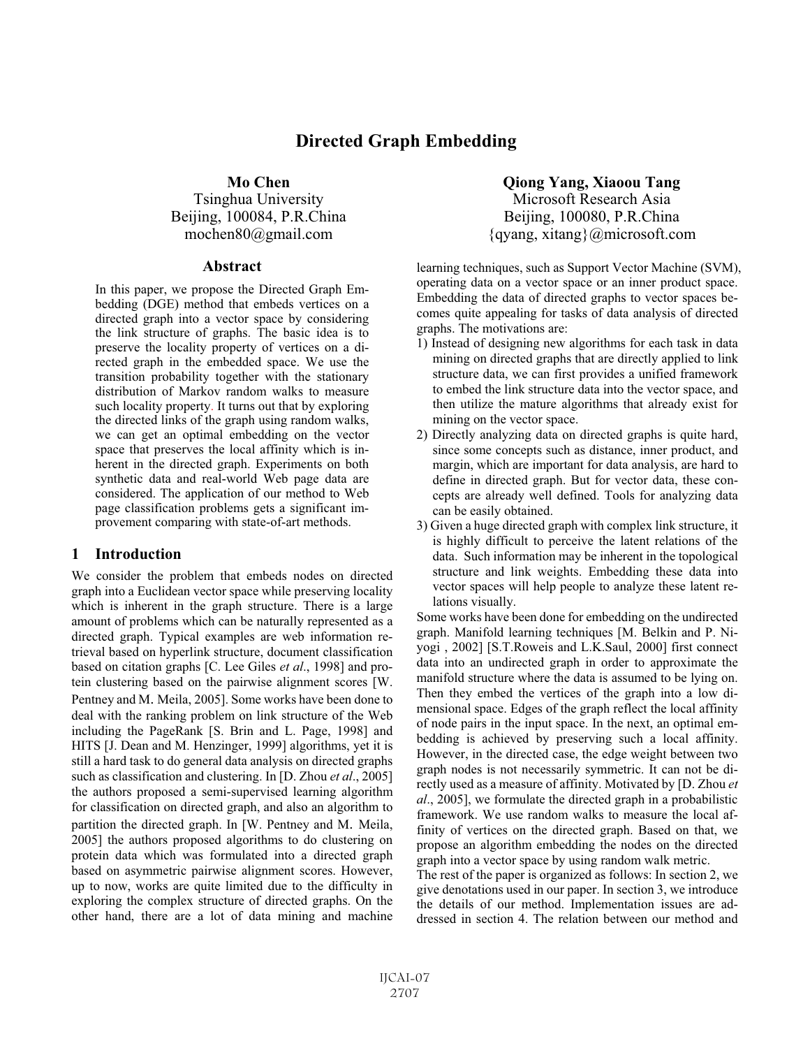#  Directed Graph Embedding

**Mo Chen**
Tsinghua University
Beijing, 100084, P.R.China
mochen80@gmail.com

**Qiong Yang, Xiaoou Tang**
Microsoft Research Asia
Beijing, 100080, P.R.China
{qyang, xitang}@microsoft.com

## Abstract

In this paper, we propose the Directed Graph Embedding (DGE) method that embeds vertices on a directed graph into a vector space by considering the link structure of graphs. The basic idea is to preserve the locality property of vertices on a directed graph in the embedded space. We use the transition probability together with the stationary distribution of Markov random walks to measure such locality property. It turns out that by exploring the directed links of the graph using random walks, we can get an optimal embedding on the vector space that preserves the local affinity which is inherent in the directed graph. Experiments on both synthetic data and real-world Web page data are considered. The application of our method to Web page classification problems gets a significant improvement comparing with state-of-art methods.

## 1 Introduction

We consider the problem that embeds nodes on directed graph into a Euclidean vector space while preserving locality which is inherent in the graph structure. There is a large amount of problems which can be naturally represented as a directed graph. Typical examples are web information retrieval based on hyperlink structure, document classification based on citation graphs [C. Lee Giles *et al*., 1998] and protein clustering based on the pairwise alignment scores [W. Pentney and M. Meila, 2005]. Some works have been done to deal with the ranking problem on link structure of the Web including the PageRank [S. Brin and L. Page, 1998] and HITS [J. Dean and M. Henzinger, 1999] algorithms, yet it is still a hard task to do general data analysis on directed graphs such as classification and clustering. In [D. Zhou *et al*., 2005] the authors proposed a semi-supervised learning algorithm for classification on directed graph, and also an algorithm to partition the directed graph. In [W. Pentney and M. Meila, 2005] the authors proposed algorithms to do clustering on protein data which was formulated into a directed graph based on asymmetric pairwise alignment scores. However, up to now, works are quite limited due to the difficulty in exploring the complex structure of directed graphs. On the other hand, there are a lot of data mining and machine learning techniques, such as Support Vector Machine (SVM), operating data on a vector space or an inner product space. Embedding the data of directed graphs to vector spaces becomes quite appealing for tasks of data analysis of directed graphs. The motivations are:

1) Instead of designing new algorithms for each task in data mining on directed graphs that are directly applied to link structure data, we can first provides a unified framework to embed the link structure data into the vector space, and then utilize the mature algorithms that already exist for mining on the vector space.
2) Directly analyzing data on directed graphs is quite hard, since some concepts such as distance, inner product, and margin, which are important for data analysis, are hard to define in directed graph. But for vector data, these concepts are already well defined. Tools for analyzing data can be easily obtained.
3) Given a huge directed graph with complex link structure, it is highly difficult to perceive the latent relations of the data. Such information may be inherent in the topological structure and link weights. Embedding these data into vector spaces will help people to analyze these latent relations visually.

Some works have been done for embedding on the undirected graph. Manifold learning techniques [M. Belkin and P. Niyogi , 2002] [S.T.Roweis and L.K.Saul, 2000] first connect data into an undirected graph in order to approximate the manifold structure where the data is assumed to be lying on. Then they embed the vertices of the graph into a low dimensional space. Edges of the graph reflect the local affinity of node pairs in the input space. In the next, an optimal embedding is achieved by preserving such a local affinity. However, in the directed case, the edge weight between two graph nodes is not necessarily symmetric. It can not be directly used as a measure of affinity. Motivated by [D. Zhou *et al*., 2005], we formulate the directed graph in a probabilistic framework. We use random walks to measure the local affinity of vertices on the directed graph. Based on that, we propose an algorithm embedding the nodes on the directed graph into a vector space by using random walk metric.

The rest of the paper is organized as follows: In section 2, we give denotations used in our paper. In section 3, we introduce the details of our method. Implementation issues are addressed in section 4. The relation between our method and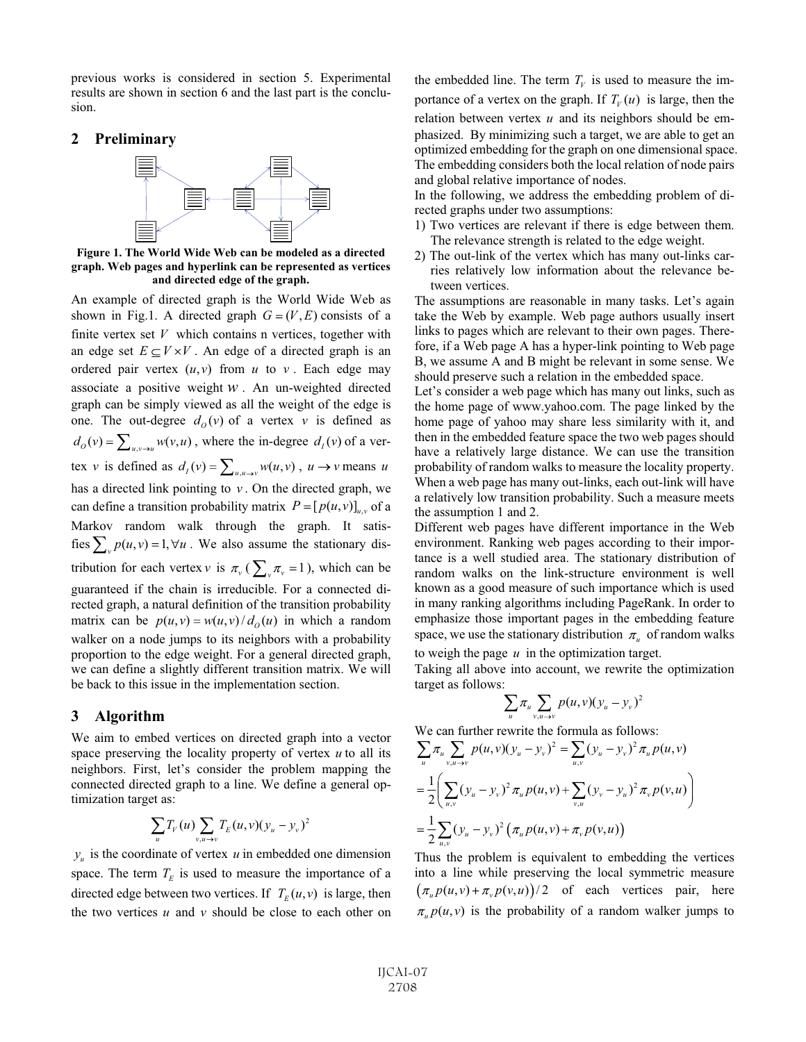previous works is considered in section 5. Experimental results are shown in section 6 and the last part is the conclusion.

## 2 Preliminary

**Figure 1. The World Wide Web can be modeled as a directed graph. Web pages and hyperlink can be represented as vertices and directed edge of the graph.**

An example of directed graph is the World Wide Web as shown in Fig.1. A directed graph $G=(V,E)$ consists of a finite vertex set $V$ which contains n vertices, together with an edge set $E \subseteq V \times V$. An edge of a directed graph is an ordered pair vertex $(u,v)$ from $u$ to $v$. Each edge may associate a positive weight $w$. An un-weighted directed graph can be simply viewed as all the weight of the edge is one. The out-degree $d_O(v)$ of a vertex $v$ is defined as $d_O(v)=\sum_{u,v\to u} w(v,u)$, where the in-degree $d_I(v)$ of a vertex $v$ is defined as $d_I(v)=\sum_{u,u\to v} w(u,v)$, $u \to v$ means $u$ has a directed link pointing to $v$. On the directed graph, we can define a transition probability matrix $P=[p(u,v)]_{u,v}$ of a Markov random walk through the graph. It satisfies $\sum_v p(u,v)=1, \forall u$. We also assume the stationary distribution for each vertex $v$ is $\pi_v$ ($\sum_v \pi_v = 1$), which can be guaranteed if the chain is irreducible. For a connected directed graph, a natural definition of the transition probability matrix can be $p(u,v)=w(u,v)/d_O(u)$ in which a random walker on a node jumps to its neighbors with a probability proportion to the edge weight. For a general directed graph, we can define a slightly different transition matrix. We will be back to this issue in the implementation section.

## 3 Algorithm

We aim to embed vertices on directed graph into a vector space preserving the locality property of vertex $u$ to all its neighbors. First, let's consider the problem mapping the connected directed graph to a line. We define a general optimization target as:

$$\sum_u T_V(u) \sum_{v,u\to v} T_E(u,v)(y_u - y_v)^2$$

$y_u$ is the coordinate of vertex $u$ in embedded one dimension space. The term $T_E$ is used to measure the importance of a directed edge between two vertices. If $T_E(u,v)$ is large, then the two vertices $u$ and $v$ should be close to each other on the embedded line. The term $T_V$ is used to measure the importance of a vertex on the graph. If $T_V(u)$ is large, then the relation between vertex $u$ and its neighbors should be emphasized. By minimizing such a target, we are able to get an optimized embedding for the graph on one dimensional space. The embedding considers both the local relation of node pairs and global relative importance of nodes.

In the following, we address the embedding problem of directed graphs under two assumptions:

1) Two vertices are relevant if there is edge between them. The relevance strength is related to the edge weight.
2) The out-link of the vertex which has many out-links carries relatively low information about the relevance between vertices.

The assumptions are reasonable in many tasks. Let's again take the Web by example. Web page authors usually insert links to pages which are relevant to their own pages. Therefore, if a Web page A has a hyper-link pointing to Web page B, we assume A and B might be relevant in some sense. We should preserve such a relation in the embedded space.

Let's consider a web page which has many out links, such as the home page of www.yahoo.com. The page linked by the home page of yahoo may share less similarity with it, and then in the embedded feature space the two web pages should have a relatively large distance. We can use the transition probability of random walks to measure the locality property. When a web page has many out-links, each out-link will have a relatively low transition probability. Such a measure meets the assumption 1 and 2.

Different web pages have different importance in the Web environment. Ranking web pages according to their importance is a well studied area. The stationary distribution of random walks on the link-structure environment is well known as a good measure of such importance which is used in many ranking algorithms including PageRank. In order to emphasize those important pages in the embedding feature space, we use the stationary distribution $\pi_u$ of random walks to weigh the page $u$ in the optimization target.

Taking all above into account, we rewrite the optimization target as follows:

$$\sum_u \pi_u \sum_{v,u\to v} p(u,v)(y_u - y_v)^2$$

We can further rewrite the formula as follows:

$$\sum_u \pi_u \sum_{v,u\to v} p(u,v)(y_u - y_v)^2 = \sum_{u,v} (y_u - y_v)^2 \pi_u p(u,v)$$

$$= \frac{1}{2}\left( \sum_{u,v} (y_u - y_v)^2 \pi_u p(u,v) + \sum_{v,u} (y_v - y_u)^2 \pi_v p(v,u) \right)$$

$$= \frac{1}{2} \sum_{u,v} (y_u - y_v)^2 \left( \pi_u p(u,v) + \pi_v p(v,u) \right)$$

Thus the problem is equivalent to embedding the vertices into a line while preserving the local symmetric measure $\left(\pi_u p(u,v) + \pi_v p(v,u)\right)/2$ of each vertices pair, here $\pi_u p(u,v)$ is the probability of a random walker jumps to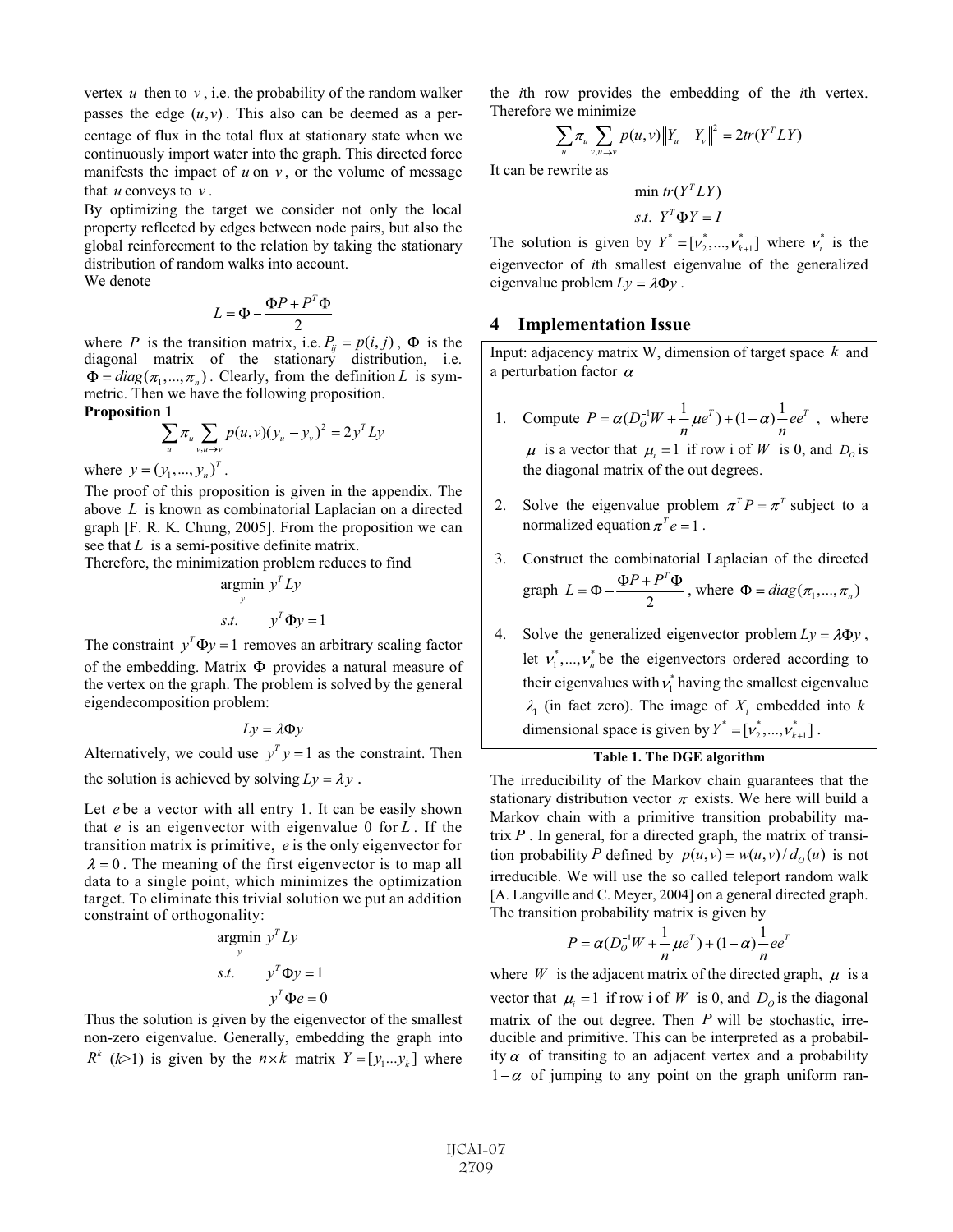vertex $u$ then to $v$, i.e. the probability of the random walker passes the edge $(u,v)$. This also can be deemed as a percentage of flux in the total flux at stationary state when we continuously import water into the graph. This directed force manifests the impact of $u$ on $v$, or the volume of message that $u$ conveys to $v$.

By optimizing the target we consider not only the local property reflected by edges between node pairs, but also the global reinforcement to the relation by taking the stationary distribution of random walks into account.

We denote

$$L = \Phi - \frac{\Phi P + P^T \Phi}{2}$$

where $P$ is the transition matrix, i.e. $P_{ij} = p(i,j)$, $\Phi$ is the diagonal matrix of the stationary distribution, i.e. $\Phi = diag(\pi_1, ..., \pi_n)$. Clearly, from the definition $L$ is symmetric. Then we have the following proposition.

**Proposition 1**

$$\sum_u \pi_u \sum_{v, u \to v} p(u,v)(y_u - y_v)^2 = 2 y^T L y$$

where $y = (y_1, ..., y_n)^T$.

The proof of this proposition is given in the appendix. The above $L$ is known as combinatorial Laplacian on a directed graph [F. R. K. Chung, 2005]. From the proposition we can see that $L$ is a semi-positive definite matrix.

Therefore, the minimization problem reduces to find

$$\underset{y}{\text{argmin}}\ y^T L y$$
$$s.t. \quad y^T \Phi y = 1$$

The constraint $y^T \Phi y = 1$ removes an arbitrary scaling factor of the embedding. Matrix $\Phi$ provides a natural measure of the vertex on the graph. The problem is solved by the general eigendecomposition problem:

$$Ly = \lambda \Phi y$$

Alternatively, we could use $y^T y = 1$ as the constraint. Then the solution is achieved by solving $Ly = \lambda y$.

Let $e$ be a vector with all entry 1. It can be easily shown that $e$ is an eigenvector with eigenvalue 0 for $L$. If the transition matrix is primitive, $e$ is the only eigenvector for $\lambda = 0$. The meaning of the first eigenvector is to map all data to a single point, which minimizes the optimization target. To eliminate this trivial solution we put an addition constraint of orthogonality:

$$\underset{y}{\text{argmin}}\ y^T L y$$
$$s.t. \quad y^T \Phi y = 1$$
$$y^T \Phi e = 0$$

Thus the solution is given by the eigenvector of the smallest non-zero eigenvalue. Generally, embedding the graph into $R^k$ ($k$>1) is given by the $n \times k$ matrix $Y = [y_1 ... y_k]$ where the $i$th row provides the embedding of the $i$th vertex. Therefore we minimize

$$\sum_u \pi_u \sum_{v, u \to v} p(u,v) \| Y_u - Y_v \|^2 = 2tr(Y^T L Y)$$

It can be rewrite as

$$\min tr(Y^T L Y)$$
$$s.t. \ Y^T \Phi Y = I$$

The solution is given by $Y^* = [\nu_2^*, ..., \nu_{k+1}^*]$ where $\nu_i^*$ is the eigenvector of $i$th smallest eigenvalue of the generalized eigenvalue problem $Ly = \lambda \Phi y$.

## 4 Implementation Issue

Input: adjacency matrix W, dimension of target space $k$ and a perturbation factor $\alpha$

1. Compute $P = \alpha(D_O^{-1} W + \frac{1}{n} \mu e^T) + (1-\alpha)\frac{1}{n} e e^T$, where $\mu$ is a vector that $\mu_i = 1$ if row i of $W$ is 0, and $D_O$ is the diagonal matrix of the out degrees.
2. Solve the eigenvalue problem $\pi^T P = \pi^T$ subject to a normalized equation $\pi^T e = 1$.
3. Construct the combinatorial Laplacian of the directed graph $L = \Phi - \frac{\Phi P + P^T \Phi}{2}$, where $\Phi = diag(\pi_1, ..., \pi_n)$
4. Solve the generalized eigenvector problem $Ly = \lambda \Phi y$, let $\nu_1^*, ..., \nu_n^*$ be the eigenvectors ordered according to their eigenvalues with $\nu_1^*$ having the smallest eigenvalue $\lambda_1$ (in fact zero). The image of $X_i$ embedded into $k$ dimensional space is given by $Y^* = [\nu_2^*, ..., \nu_{k+1}^*]$.

**Table 1. The DGE algorithm**

The irreducibility of the Markov chain guarantees that the stationary distribution vector $\pi$ exists. We here will build a Markov chain with a primitive transition probability matrix $P$. In general, for a directed graph, the matrix of transition probability $P$ defined by $p(u,v) = w(u,v)/d_O(u)$ is not irreducible. We will use the so called teleport random walk [A. Langville and C. Meyer, 2004] on a general directed graph. The transition probability matrix is given by

$$P = \alpha(D_O^{-1} W + \frac{1}{n} \mu e^T) + (1-\alpha)\frac{1}{n} e e^T$$

where $W$ is the adjacent matrix of the directed graph, $\mu$ is a vector that $\mu_i = 1$ if row i of $W$ is 0, and $D_O$ is the diagonal matrix of the out degree. Then $P$ will be stochastic, irreducible and primitive. This can be interpreted as a probability $\alpha$ of transiting to an adjacent vertex and a probability $1-\alpha$ of jumping to any point on the graph uniform ran-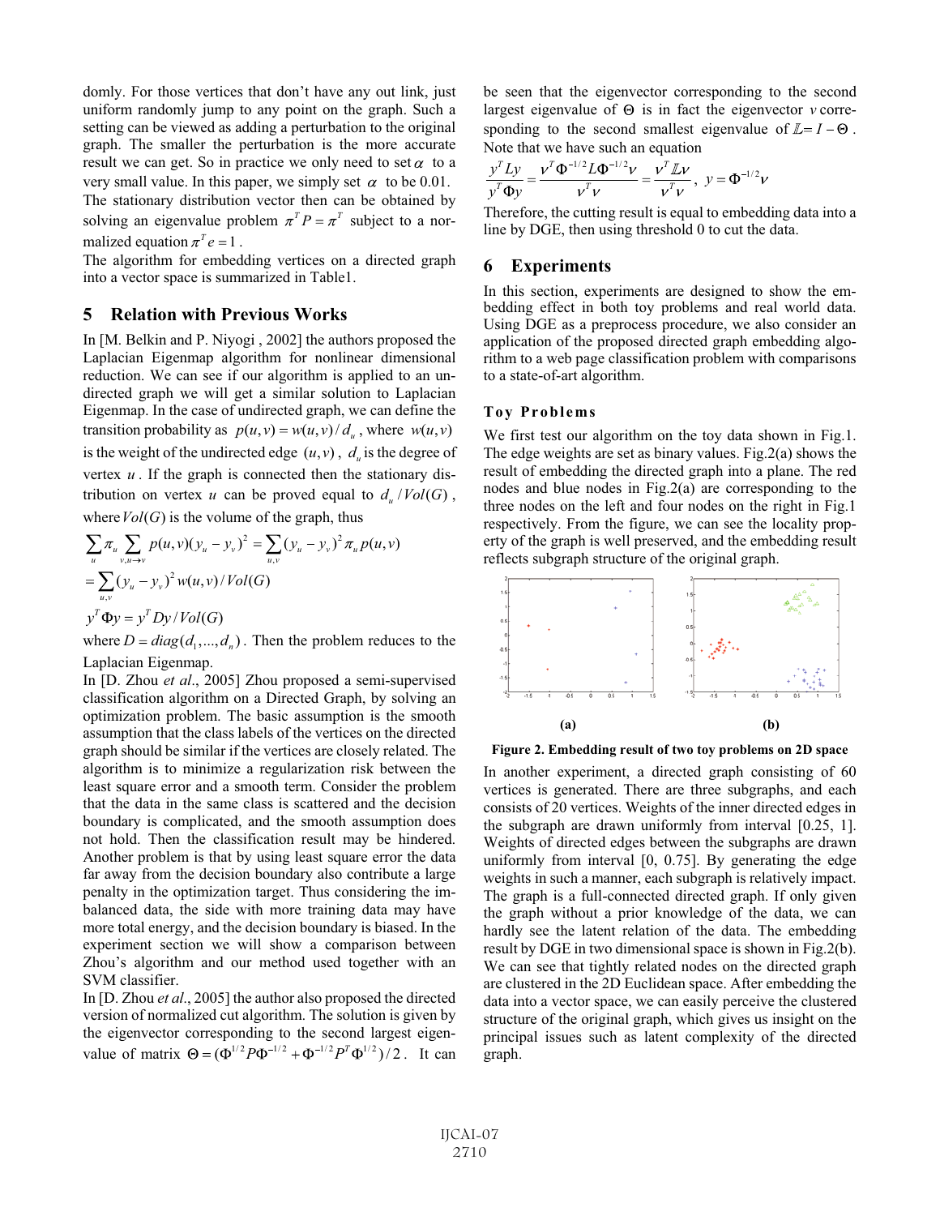domly. For those vertices that don't have any out link, just uniform randomly jump to any point on the graph. Such a setting can be viewed as adding a perturbation to the original graph. The smaller the perturbation is the more accurate result we can get. So in practice we only need to set $\alpha$ to a very small value. In this paper, we simply set $\alpha$ to be 0.01.

The stationary distribution vector then can be obtained by solving an eigenvalue problem $\pi^T P = \pi^T$ subject to a normalized equation $\pi^T e = 1$.

The algorithm for embedding vertices on a directed graph into a vector space is summarized in Table1.

## 5 Relation with Previous Works

In [M. Belkin and P. Niyogi , 2002] the authors proposed the Laplacian Eigenmap algorithm for nonlinear dimensional reduction. We can see if our algorithm is applied to an undirected graph we will get a similar solution to Laplacian Eigenmap. In the case of undirected graph, we can define the transition probability as $p(u,v) = w(u,v)/d_u$, where $w(u,v)$ is the weight of the undirected edge $(u,v)$, $d_u$ is the degree of vertex $u$. If the graph is connected then the stationary distribution on vertex $u$ can be proved equal to $d_u / Vol(G)$, where $Vol(G)$ is the volume of the graph, thus

$$\sum_u \pi_u \sum_{v,u \to v} p(u,v)(y_u - y_v)^2 = \sum_{u,v} (y_u - y_v)^2 \pi_u p(u,v)$$

$$= \sum_{u,v} (y_u - y_v)^2 w(u,v) / Vol(G)$$

$$y^T \Phi y = y^T D y / Vol(G)$$

where $D = diag(d_1, ..., d_n)$. Then the problem reduces to the Laplacian Eigenmap.

In [D. Zhou *et al*., 2005] Zhou proposed a semi-supervised classification algorithm on a Directed Graph, by solving an optimization problem. The basic assumption is the smooth assumption that the class labels of the vertices on the directed graph should be similar if the vertices are closely related. The algorithm is to minimize a regularization risk between the least square error and a smooth term. Consider the problem that the data in the same class is scattered and the decision boundary is complicated, and the smooth assumption does not hold. Then the classification result may be hindered. Another problem is that by using least square error the data far away from the decision boundary also contribute a large penalty in the optimization target. Thus considering the imbalanced data, the side with more training data may have more total energy, and the decision boundary is biased. In the experiment section we will show a comparison between Zhou's algorithm and our method used together with an SVM classifier.

In [D. Zhou *et al*., 2005] the author also proposed the directed version of normalized cut algorithm. The solution is given by the eigenvector corresponding to the second largest eigenvalue of matrix $\Theta = (\Phi^{1/2} P \Phi^{-1/2} + \Phi^{-1/2} P^T \Phi^{1/2})/2$. It can be seen that the eigenvector corresponding to the second largest eigenvalue of $\Theta$ is in fact the eigenvector $v$ corresponding to the second smallest eigenvalue of $\mathbb{L} = I - \Theta$. Note that we have such an equation

$$\frac{y^T L y}{y^T \Phi y} = \frac{v^T \Phi^{-1/2} L \Phi^{-1/2} v}{v^T v} = \frac{v^T \mathbb{L} v}{v^T v}, \; y = \Phi^{-1/2} v$$

Therefore, the cutting result is equal to embedding data into a line by DGE, then using threshold 0 to cut the data.

## 6 Experiments

In this section, experiments are designed to show the embedding effect in both toy problems and real world data. Using DGE as a preprocess procedure, we also consider an application of the proposed directed graph embedding algorithm to a web page classification problem with comparisons to a state-of-art algorithm.

### Toy Problems

We first test our algorithm on the toy data shown in Fig.1. The edge weights are set as binary values. Fig.2(a) shows the result of embedding the directed graph into a plane. The red nodes and blue nodes in Fig.2(a) are corresponding to the three nodes on the left and four nodes on the right in Fig.1 respectively. From the figure, we can see the locality property of the graph is well preserved, and the embedding result reflects subgraph structure of the original graph.

(a) (b)

**Figure 2. Embedding result of two toy problems on 2D space**

In another experiment, a directed graph consisting of 60 vertices is generated. There are three subgraphs, and each consists of 20 vertices. Weights of the inner directed edges in the subgraph are drawn uniformly from interval [0.25, 1]. Weights of directed edges between the subgraphs are drawn uniformly from interval [0, 0.75]. By generating the edge weights in such a manner, each subgraph is relatively impact. The graph is a full-connected directed graph. If only given the graph without a prior knowledge of the data, we can hardly see the latent relation of the data. The embedding result by DGE in two dimensional space is shown in Fig.2(b). We can see that tightly related nodes on the directed graph are clustered in the 2D Euclidean space. After embedding the data into a vector space, we can easily perceive the clustered structure of the original graph, which gives us insight on the principal issues such as latent complexity of the directed graph.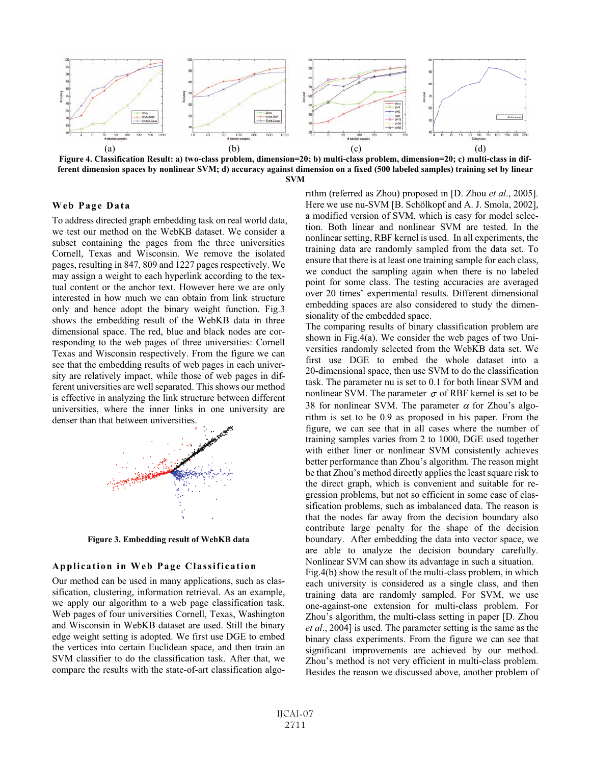Figure 4. Classification Result: a) two-class problem, dimension=20; b) multi-class problem, dimension=20; c) multi-class in different dimension spaces by nonlinear SVM; d) accuracy against dimension on a fixed (500 labeled samples) training set by linear SVM

### Web Page Data

To address directed graph embedding task on real world data, we test our method on the WebKB dataset. We consider a subset containing the pages from the three universities Cornell, Texas and Wisconsin. We remove the isolated pages, resulting in 847, 809 and 1227 pages respectively. We may assign a weight to each hyperlink according to the textual content or the anchor text. However here we are only interested in how much we can obtain from link structure only and hence adopt the binary weight function. Fig.3 shows the embedding result of the WebKB data in three dimensional space. The red, blue and black nodes are corresponding to the web pages of three universities: Cornell Texas and Wisconsin respectively. From the figure we can see that the embedding results of web pages in each university are relatively impact, while those of web pages in different universities are well separated. This shows our method is effective in analyzing the link structure between different universities, where the inner links in one university are denser than that between universities.

Figure 3. Embedding result of WebKB data

### Application in Web Page Classification

Our method can be used in many applications, such as classification, clustering, information retrieval. As an example, we apply our algorithm to a web page classification task. Web pages of four universities Cornell, Texas, Washington and Wisconsin in WebKB dataset are used. Still the binary edge weight setting is adopted. We first use DGE to embed the vertices into certain Euclidean space, and then train an SVM classifier to do the classification task. After that, we compare the results with the state-of-art classification algorithm (referred as Zhou) proposed in [D. Zhou *et al*., 2005]. Here we use nu-SVM [B. Schölkopf and A. J. Smola, 2002], a modified version of SVM, which is easy for model selection. Both linear and nonlinear SVM are tested. In the nonlinear setting, RBF kernel is used. In all experiments, the training data are randomly sampled from the data set. To ensure that there is at least one training sample for each class, we conduct the sampling again when there is no labeled point for some class. The testing accuracies are averaged over 20 times' experimental results. Different dimensional embedding spaces are also considered to study the dimensionality of the embedded space.

The comparing results of binary classification problem are shown in Fig.4(a). We consider the web pages of two Universities randomly selected from the WebKB data set. We first use DGE to embed the whole dataset into a 20-dimensional space, then use SVM to do the classification task. The parameter nu is set to 0.1 for both linear SVM and nonlinear SVM. The parameter $\sigma$ of RBF kernel is set to be 38 for nonlinear SVM. The parameter $\alpha$ for Zhou's algorithm is set to be 0.9 as proposed in his paper. From the figure, we can see that in all cases where the number of training samples varies from 2 to 1000, DGE used together with either liner or nonlinear SVM consistently achieves better performance than Zhou's algorithm. The reason might be that Zhou's method directly applies the least square risk to the direct graph, which is convenient and suitable for regression problems, but not so efficient in some case of classification problems, such as imbalanced data. The reason is that the nodes far away from the decision boundary also contribute large penalty for the shape of the decision boundary. After embedding the data into vector space, we are able to analyze the decision boundary carefully. Nonlinear SVM can show its advantage in such a situation.

Fig.4(b) show the result of the multi-class problem, in which each university is considered as a single class, and then training data are randomly sampled. For SVM, we use one-against-one extension for multi-class problem. For Zhou's algorithm, the multi-class setting in paper [D. Zhou *et al*., 2004] is used. The parameter setting is the same as the binary class experiments. From the figure we can see that significant improvements are achieved by our method. Zhou's method is not very efficient in multi-class problem. Besides the reason we discussed above, another problem of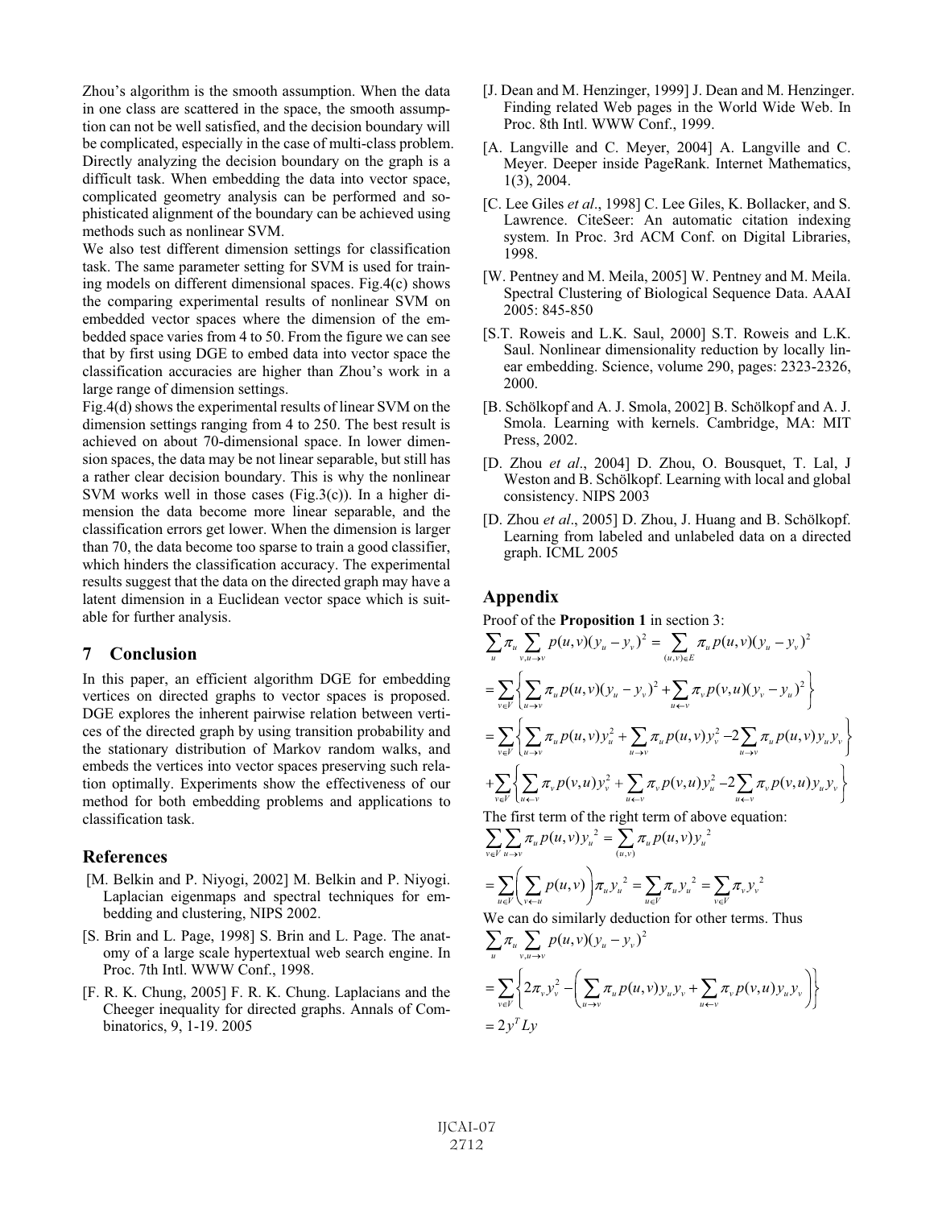Zhou's algorithm is the smooth assumption. When the data in one class are scattered in the space, the smooth assumption can not be well satisfied, and the decision boundary will be complicated, especially in the case of multi-class problem. Directly analyzing the decision boundary on the graph is a difficult task. When embedding the data into vector space, complicated geometry analysis can be performed and sophisticated alignment of the boundary can be achieved using methods such as nonlinear SVM.

We also test different dimension settings for classification task. The same parameter setting for SVM is used for training models on different dimensional spaces. Fig.4(c) shows the comparing experimental results of nonlinear SVM on embedded vector spaces where the dimension of the embedded space varies from 4 to 50. From the figure we can see that by first using DGE to embed data into vector space the classification accuracies are higher than Zhou's work in a large range of dimension settings.

Fig.4(d) shows the experimental results of linear SVM on the dimension settings ranging from 4 to 250. The best result is achieved on about 70-dimensional space. In lower dimension spaces, the data may be not linear separable, but still has a rather clear decision boundary. This is why the nonlinear SVM works well in those cases (Fig.3(c)). In a higher dimension the data become more linear separable, and the classification errors get lower. When the dimension is larger than 70, the data become too sparse to train a good classifier, which hinders the classification accuracy. The experimental results suggest that the data on the directed graph may have a latent dimension in a Euclidean vector space which is suitable for further analysis.

## 7 Conclusion

In this paper, an efficient algorithm DGE for embedding vertices on directed graphs to vector spaces is proposed. DGE explores the inherent pairwise relation between vertices of the directed graph by using transition probability and the stationary distribution of Markov random walks, and embeds the vertices into vector spaces preserving such relation optimally. Experiments show the effectiveness of our method for both embedding problems and applications to classification task.

## References

[M. Belkin and P. Niyogi, 2002] M. Belkin and P. Niyogi. Laplacian eigenmaps and spectral techniques for embedding and clustering, NIPS 2002.

[S. Brin and L. Page, 1998] S. Brin and L. Page. The anatomy of a large scale hypertextual web search engine. In Proc. 7th Intl. WWW Conf., 1998.

[F. R. K. Chung, 2005] F. R. K. Chung. Laplacians and the Cheeger inequality for directed graphs. Annals of Combinatorics, 9, 1-19. 2005

[J. Dean and M. Henzinger, 1999] J. Dean and M. Henzinger. Finding related Web pages in the World Wide Web. In Proc. 8th Intl. WWW Conf., 1999.

[A. Langville and C. Meyer, 2004] A. Langville and C. Meyer. Deeper inside PageRank. Internet Mathematics, 1(3), 2004.

[C. Lee Giles *et al*., 1998] C. Lee Giles, K. Bollacker, and S. Lawrence. CiteSeer: An automatic citation indexing system. In Proc. 3rd ACM Conf. on Digital Libraries, 1998.

[W. Pentney and M. Meila, 2005] W. Pentney and M. Meila. Spectral Clustering of Biological Sequence Data. AAAI 2005: 845-850

[S.T. Roweis and L.K. Saul, 2000] S.T. Roweis and L.K. Saul. Nonlinear dimensionality reduction by locally linear embedding. Science, volume 290, pages: 2323-2326, 2000.

[B. Schölkopf and A. J. Smola, 2002] B. Schölkopf and A. J. Smola. Learning with kernels. Cambridge, MA: MIT Press, 2002.

[D. Zhou *et al*., 2004] D. Zhou, O. Bousquet, T. Lal, J Weston and B. Schölkopf. Learning with local and global consistency. NIPS 2003

[D. Zhou *et al*., 2005] D. Zhou, J. Huang and B. Schölkopf. Learning from labeled and unlabeled data on a directed graph. ICML 2005

## Appendix

Proof of the **Proposition 1** in section 3:

$$\sum_u \pi_u \sum_{v,u\to v} p(u,v)(y_u - y_v)^2 = \sum_{(u,v)\in E} \pi_u p(u,v)(y_u - y_v)^2$$

$$= \sum_{v\in V}\left\{\sum_{u\to v}\pi_u p(u,v)(y_u - y_v)^2 + \sum_{u\leftarrow v}\pi_v p(v,u)(y_v - y_u)^2\right\}$$

$$= \sum_{v\in V}\left\{\sum_{u\to v}\pi_u p(u,v)y_u^2 + \sum_{u\to v}\pi_u p(u,v)y_v^2 - 2\sum_{u\to v}\pi_u p(u,v)y_u y_v\right\}$$

$$+ \sum_{v\in V}\left\{\sum_{u\leftarrow v}\pi_v p(v,u)y_v^2 + \sum_{u\leftarrow v}\pi_v p(v,u)y_u^2 - 2\sum_{u\leftarrow v}\pi_v p(v,u)y_u y_v\right\}$$

The first term of the right term of above equation:

$$\sum_{v\in V}\sum_{u\to v}\pi_u p(u,v){y_u}^2 = \sum_{(u,v)}\pi_u p(u,v){y_u}^2$$

$$= \sum_{u\in V}\left(\sum_{v\leftarrow u} p(u,v)\right)\pi_u {y_u}^2 = \sum_{u\in V}\pi_u {y_u}^2 = \sum_{v\in V}\pi_v {y_v}^2$$

We can do similarly deduction for other terms. Thus

$$\sum_u \pi_u \sum_{v,u\to v} p(u,v)(y_u - y_v)^2$$

$$= \sum_{v\in V}\left\{2\pi_v y_v^2 - \left(\sum_{u\to v}\pi_u p(u,v)y_u y_v + \sum_{u\leftarrow v}\pi_v p(v,u)y_u y_v\right)\right\}$$

$$= 2y^T L y$$